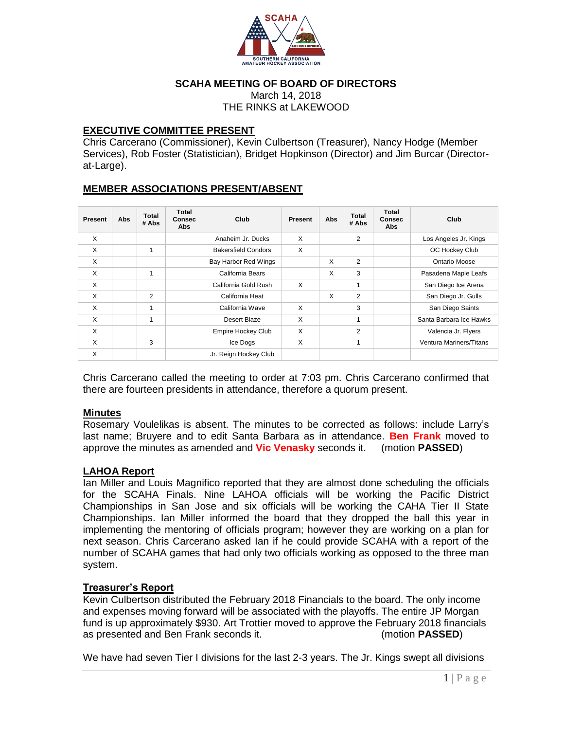# SCAHA MEETING OF BOARD OF DIRECTORS

March 14, 2018

THE RINKS at LAKEWOOD

## EXECUTIVE COMMITTEE PRESENT

Chris Carcerano (Commissioner), Kevin Culbertson (Treasurer), Nancy Hodge (Member Services), Rob Foster (Statistician), Bridget Hopkinson (Director) and Jim Burcar (Director-at-Large).

## MEMBER ASSOCIATIONS PRESENT/ABSENT

| Present | Abs | Total # Abs | Total Consec Abs | Club | Present | Abs | Total # Abs | Total Consec Abs | Club |
|---|---|---|---|---|---|---|---|---|---|
| X | | | | Anaheim Jr. Ducks | X | | 2 | | Los Angeles Jr. Kings |
| X | | 1 | | Bakersfield Condors | X | | | | OC Hockey Club |
| X | | | | Bay Harbor Red Wings | | X | 2 | | Ontario Moose |
| X | | 1 | | California Bears | | X | 3 | | Pasadena Maple Leafs |
| X | | | | California Gold Rush | X | | 1 | | San Diego Ice Arena |
| X | | 2 | | California Heat | | X | 2 | | San Diego Jr. Gulls |
| X | | 1 | | California Wave | X | | 3 | | San Diego Saints |
| X | | 1 | | Desert Blaze | X | | 1 | | Santa Barbara Ice Hawks |
| X | | | | Empire Hockey Club | X | | 2 | | Valencia Jr. Flyers |
| X | | 3 | | Ice Dogs | X | | 1 | | Ventura Mariners/Titans |
| X | | | | Jr. Reign Hockey Club | | | | | |

Chris Carcerano called the meeting to order at 7:03 pm. Chris Carcerano confirmed that there are fourteen presidents in attendance, therefore a quorum present.

## Minutes

Rosemary Voulelikas is absent. The minutes to be corrected as follows: include Larry's last name; Bruyere and to edit Santa Barbara as in attendance. **Ben Frank** moved to approve the minutes as amended and **Vic Venasky** seconds it. (motion **PASSED**)

## LAHOA Report

Ian Miller and Louis Magnifico reported that they are almost done scheduling the officials for the SCAHA Finals. Nine LAHOA officials will be working the Pacific District Championships in San Jose and six officials will be working the CAHA Tier II State Championships. Ian Miller informed the board that they dropped the ball this year in implementing the mentoring of officials program; however they are working on a plan for next season. Chris Carcerano asked Ian if he could provide SCAHA with a report of the number of SCAHA games that had only two officials working as opposed to the three man system.

## Treasurer's Report

Kevin Culbertson distributed the February 2018 Financials to the board. The only income and expenses moving forward will be associated with the playoffs. The entire JP Morgan fund is up approximately $930. Art Trottier moved to approve the February 2018 financials as presented and Ben Frank seconds it. (motion **PASSED**)

We have had seven Tier I divisions for the last 2-3 years. The Jr. Kings swept all divisions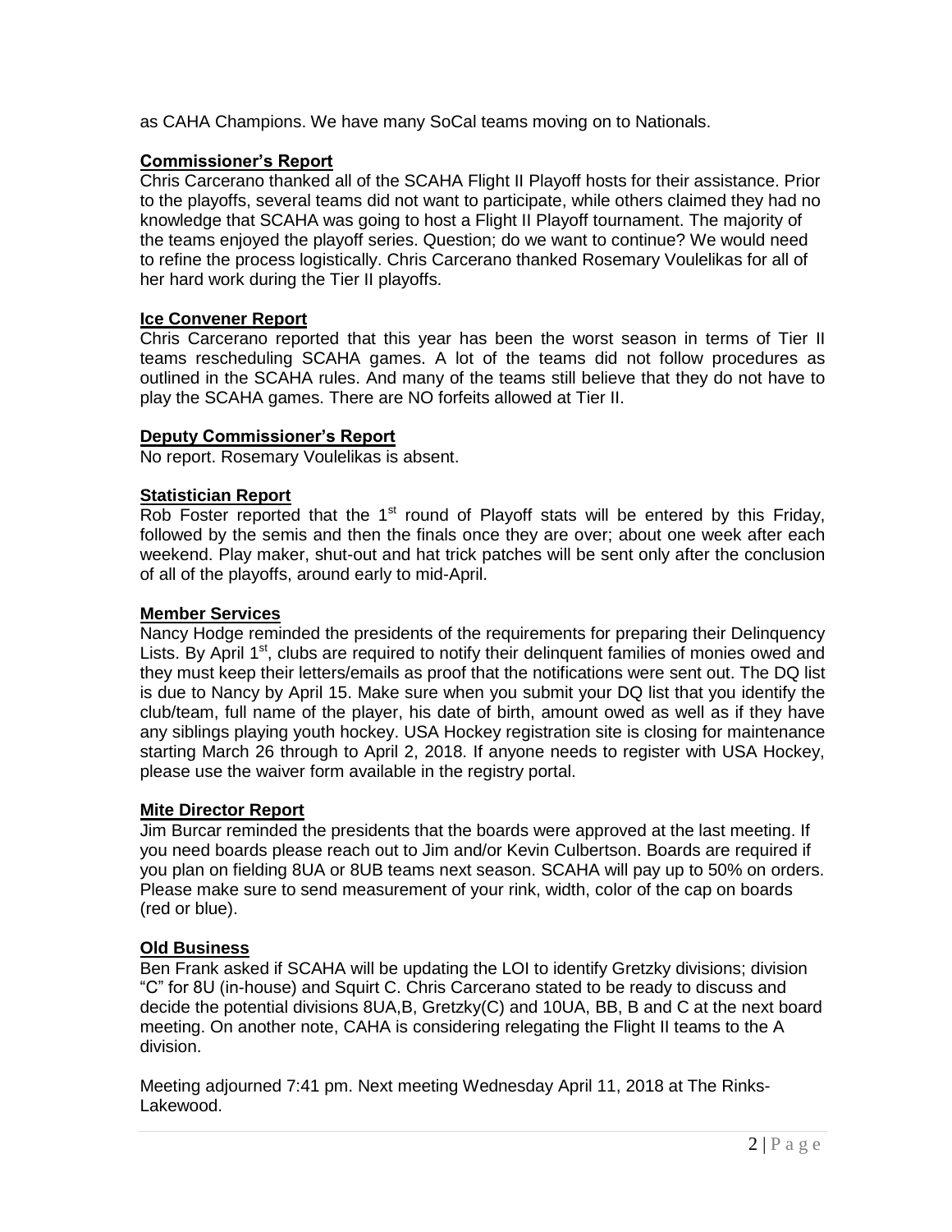as CAHA Champions. We have many SoCal teams moving on to Nationals.

## Commissioner's Report

Chris Carcerano thanked all of the SCAHA Flight II Playoff hosts for their assistance. Prior to the playoffs, several teams did not want to participate, while others claimed they had no knowledge that SCAHA was going to host a Flight II Playoff tournament. The majority of the teams enjoyed the playoff series. Question; do we want to continue? We would need to refine the process logistically. Chris Carcerano thanked Rosemary Voulelikas for all of her hard work during the Tier II playoffs.

## Ice Convener Report

Chris Carcerano reported that this year has been the worst season in terms of Tier II teams rescheduling SCAHA games. A lot of the teams did not follow procedures as outlined in the SCAHA rules. And many of the teams still believe that they do not have to play the SCAHA games. There are NO forfeits allowed at Tier II.

## Deputy Commissioner's Report

No report. Rosemary Voulelikas is absent.

## Statistician Report

Rob Foster reported that the 1st round of Playoff stats will be entered by this Friday, followed by the semis and then the finals once they are over; about one week after each weekend. Play maker, shut-out and hat trick patches will be sent only after the conclusion of all of the playoffs, around early to mid-April.

## Member Services

Nancy Hodge reminded the presidents of the requirements for preparing their Delinquency Lists. By April 1st, clubs are required to notify their delinquent families of monies owed and they must keep their letters/emails as proof that the notifications were sent out. The DQ list is due to Nancy by April 15. Make sure when you submit your DQ list that you identify the club/team, full name of the player, his date of birth, amount owed as well as if they have any siblings playing youth hockey. USA Hockey registration site is closing for maintenance starting March 26 through to April 2, 2018. If anyone needs to register with USA Hockey, please use the waiver form available in the registry portal.

## Mite Director Report

Jim Burcar reminded the presidents that the boards were approved at the last meeting. If you need boards please reach out to Jim and/or Kevin Culbertson. Boards are required if you plan on fielding 8UA or 8UB teams next season. SCAHA will pay up to 50% on orders. Please make sure to send measurement of your rink, width, color of the cap on boards (red or blue).

## Old Business

Ben Frank asked if SCAHA will be updating the LOI to identify Gretzky divisions; division "C" for 8U (in-house) and Squirt C. Chris Carcerano stated to be ready to discuss and decide the potential divisions 8UA,B, Gretzky(C) and 10UA, BB, B and C at the next board meeting. On another note, CAHA is considering relegating the Flight II teams to the A division.

Meeting adjourned 7:41 pm. Next meeting Wednesday April 11, 2018 at The Rinks-Lakewood.